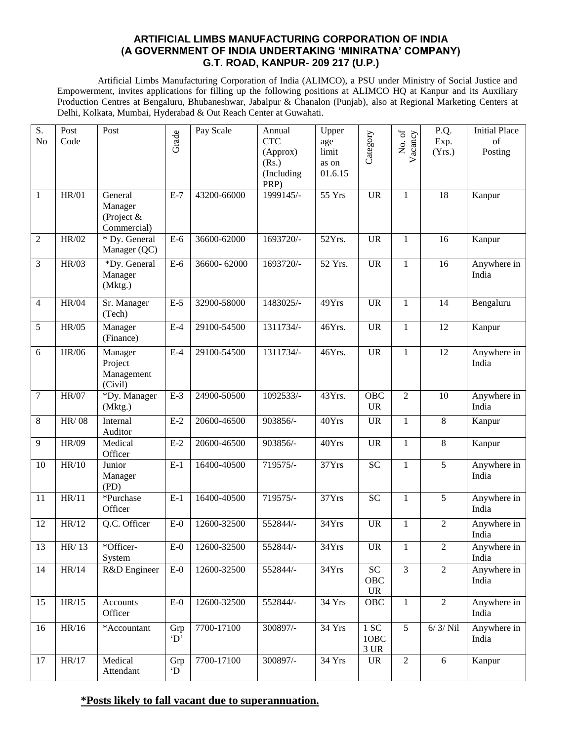# ARTIFICIAL LIMBS MANUFACTURING CORPORATION OF INDIA
## (A GOVERNMENT OF INDIA UNDERTAKING 'MINIRATNA' COMPANY)
## G.T. ROAD, KANPUR- 209 217 (U.P.)

Artificial Limbs Manufacturing Corporation of India (ALIMCO), a PSU under Ministry of Social Justice and Empowerment, invites applications for filling up the following positions at ALIMCO HQ at Kanpur and its Auxiliary Production Centres at Bengaluru, Bhubaneshwar, Jabalpur & Chanalon (Punjab), also at Regional Marketing Centers at Delhi, Kolkata, Mumbai, Hyderabad & Out Reach Center at Guwahati.

| S. No | Post Code | Post | Grade | Pay Scale | Annual CTC (Approx) (Rs.) (Including PRP) | Upper age limit as on 01.6.15 | Category | No. of Vacancy | P.Q. Exp. (Yrs.) | Initial Place of Posting |
|---|---|---|---|---|---|---|---|---|---|---|
| 1 | HR/01 | General Manager (Project & Commercial) | E-7 | 43200-66000 | 1999145/- | 55 Yrs | UR | 1 | 18 | Kanpur |
| 2 | HR/02 | * Dy. General Manager (QC) | E-6 | 36600-62000 | 1693720/- | 52Yrs. | UR | 1 | 16 | Kanpur |
| 3 | HR/03 | *Dy. General Manager (Mktg.) | E-6 | 36600- 62000 | 1693720/- | 52 Yrs. | UR | 1 | 16 | Anywhere in India |
| 4 | HR/04 | Sr. Manager (Tech) | E-5 | 32900-58000 | 1483025/- | 49Yrs | UR | 1 | 14 | Bengaluru |
| 5 | HR/05 | Manager (Finance) | E-4 | 29100-54500 | 1311734/- | 46Yrs. | UR | 1 | 12 | Kanpur |
| 6 | HR/06 | Manager Project Management (Civil) | E-4 | 29100-54500 | 1311734/- | 46Yrs. | UR | 1 | 12 | Anywhere in India |
| 7 | HR/07 | *Dy. Manager (Mktg.) | E-3 | 24900-50500 | 1092533/- | 43Yrs. | OBC UR | 2 | 10 | Anywhere in India |
| 8 | HR/ 08 | Internal Auditor | E-2 | 20600-46500 | 903856/- | 40Yrs | UR | 1 | 8 | Kanpur |
| 9 | HR/09 | Medical Officer | E-2 | 20600-46500 | 903856/- | 40Yrs | UR | 1 | 8 | Kanpur |
| 10 | HR/10 | Junior Manager (PD) | E-1 | 16400-40500 | 719575/- | 37Yrs | SC | 1 | 5 | Anywhere in India |
| 11 | HR/11 | *Purchase Officer | E-1 | 16400-40500 | 719575/- | 37Yrs | SC | 1 | 5 | Anywhere in India |
| 12 | HR/12 | Q.C. Officer | E-0 | 12600-32500 | 552844/- | 34Yrs | UR | 1 | 2 | Anywhere in India |
| 13 | HR/ 13 | *Officer-System | E-0 | 12600-32500 | 552844/- | 34Yrs | UR | 1 | 2 | Anywhere in India |
| 14 | HR/14 | R&D Engineer | E-0 | 12600-32500 | 552844/- | 34Yrs | SC OBC UR | 3 | 2 | Anywhere in India |
| 15 | HR/15 | Accounts Officer | E-0 | 12600-32500 | 552844/- | 34 Yrs | OBC | 1 | 2 | Anywhere in India |
| 16 | HR/16 | *Accountant | Grp 'D' | 7700-17100 | 300897/- | 34 Yrs | 1 SC 1OBC 3 UR | 5 | 6/ 3/ Nil | Anywhere in India |
| 17 | HR/17 | Medical Attendant | Grp 'D | 7700-17100 | 300897/- | 34 Yrs | UR | 2 | 6 | Kanpur |

**\*Posts likely to fall vacant due to superannuation.**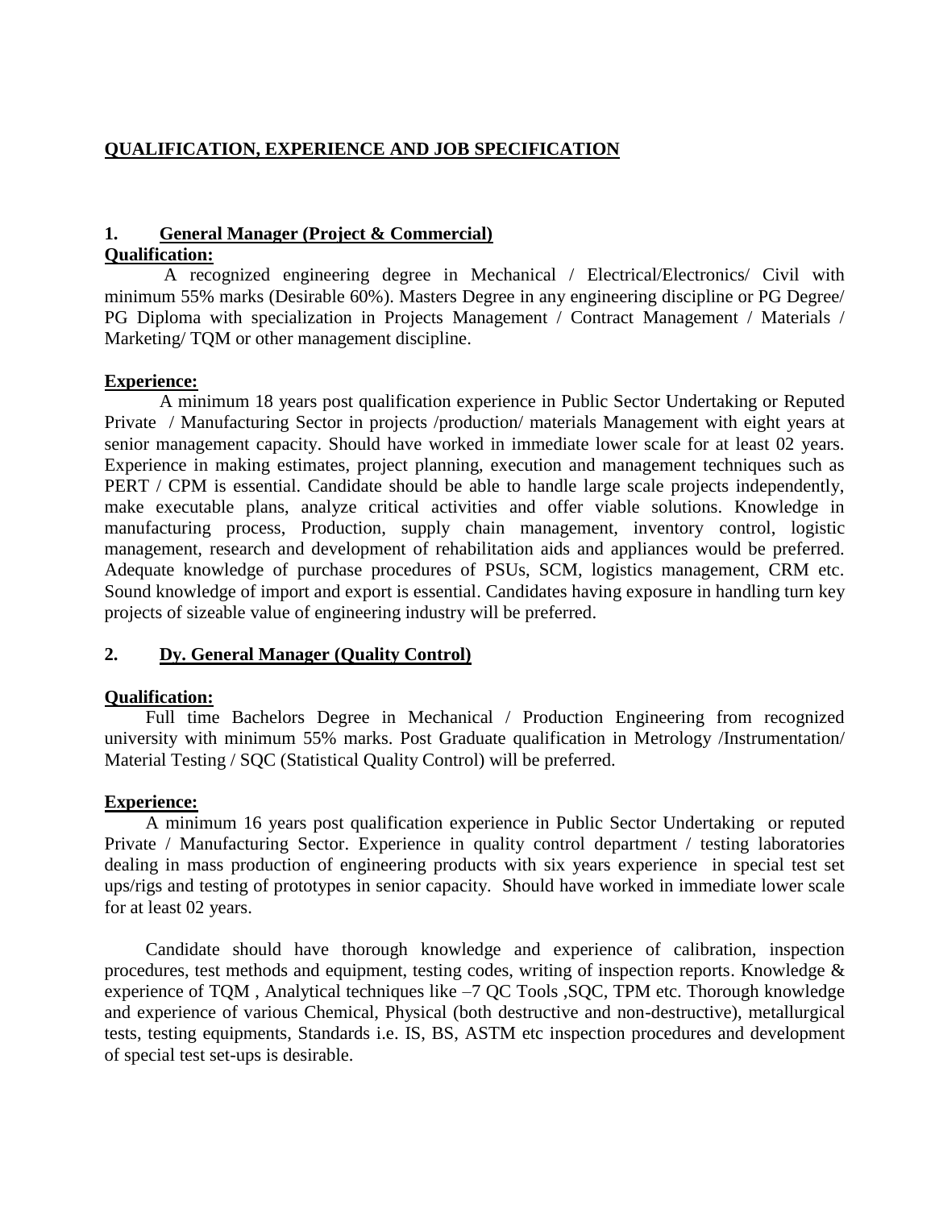## QUALIFICATION, EXPERIENCE AND JOB SPECIFICATION

### 1. General Manager (Project & Commercial)

**Qualification:**

A recognized engineering degree in Mechanical / Electrical/Electronics/ Civil with minimum 55% marks (Desirable 60%). Masters Degree in any engineering discipline or PG Degree/ PG Diploma with specialization in Projects Management / Contract Management / Materials / Marketing/ TQM or other management discipline.

**Experience:**

A minimum 18 years post qualification experience in Public Sector Undertaking or Reputed Private / Manufacturing Sector in projects /production/ materials Management with eight years at senior management capacity. Should have worked in immediate lower scale for at least 02 years. Experience in making estimates, project planning, execution and management techniques such as PERT / CPM is essential. Candidate should be able to handle large scale projects independently, make executable plans, analyze critical activities and offer viable solutions. Knowledge in manufacturing process, Production, supply chain management, inventory control, logistic management, research and development of rehabilitation aids and appliances would be preferred. Adequate knowledge of purchase procedures of PSUs, SCM, logistics management, CRM etc. Sound knowledge of import and export is essential. Candidates having exposure in handling turn key projects of sizeable value of engineering industry will be preferred.

### 2. Dy. General Manager (Quality Control)

**Qualification:**

Full time Bachelors Degree in Mechanical / Production Engineering from recognized university with minimum 55% marks. Post Graduate qualification in Metrology /Instrumentation/ Material Testing / SQC (Statistical Quality Control) will be preferred.

**Experience:**

A minimum 16 years post qualification experience in Public Sector Undertaking or reputed Private / Manufacturing Sector. Experience in quality control department / testing laboratories dealing in mass production of engineering products with six years experience in special test set ups/rigs and testing of prototypes in senior capacity. Should have worked in immediate lower scale for at least 02 years.

Candidate should have thorough knowledge and experience of calibration, inspection procedures, test methods and equipment, testing codes, writing of inspection reports. Knowledge & experience of TQM , Analytical techniques like –7 QC Tools ,SQC, TPM etc. Thorough knowledge and experience of various Chemical, Physical (both destructive and non-destructive), metallurgical tests, testing equipments, Standards i.e. IS, BS, ASTM etc inspection procedures and development of special test set-ups is desirable.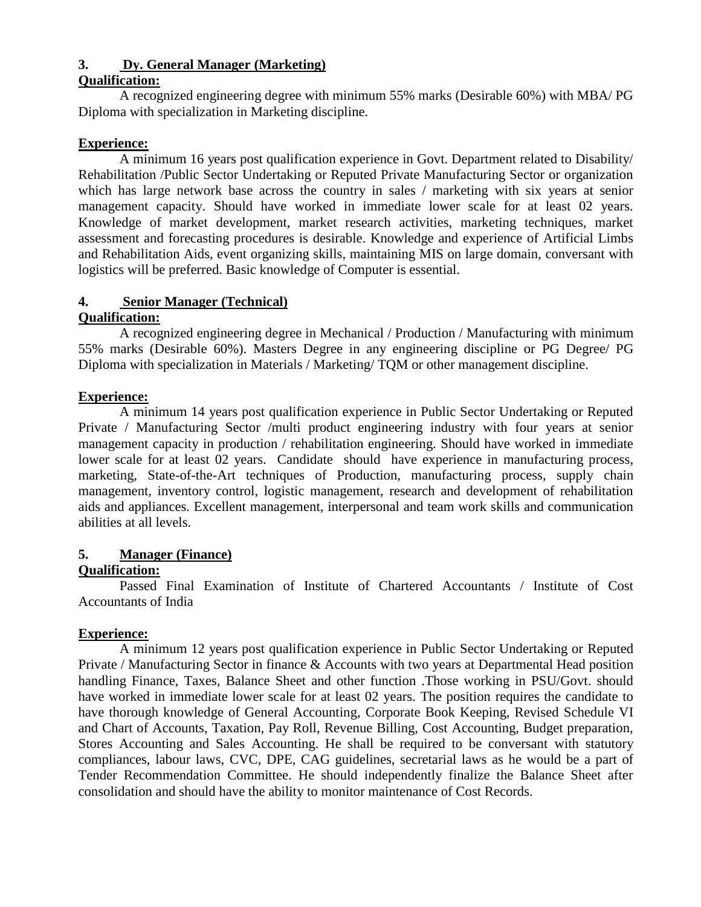### 3. Dy. General Manager (Marketing)

**Qualification:**

A recognized engineering degree with minimum 55% marks (Desirable 60%) with MBA/ PG Diploma with specialization in Marketing discipline.

**Experience:**

A minimum 16 years post qualification experience in Govt. Department related to Disability/ Rehabilitation /Public Sector Undertaking or Reputed Private Manufacturing Sector or organization which has large network base across the country in sales / marketing with six years at senior management capacity. Should have worked in immediate lower scale for at least 02 years. Knowledge of market development, market research activities, marketing techniques, market assessment and forecasting procedures is desirable. Knowledge and experience of Artificial Limbs and Rehabilitation Aids, event organizing skills, maintaining MIS on large domain, conversant with logistics will be preferred. Basic knowledge of Computer is essential.

### 4. Senior Manager (Technical)

**Qualification:**

A recognized engineering degree in Mechanical / Production / Manufacturing with minimum 55% marks (Desirable 60%). Masters Degree in any engineering discipline or PG Degree/ PG Diploma with specialization in Materials / Marketing/ TQM or other management discipline.

**Experience:**

A minimum 14 years post qualification experience in Public Sector Undertaking or Reputed Private / Manufacturing Sector /multi product engineering industry with four years at senior management capacity in production / rehabilitation engineering. Should have worked in immediate lower scale for at least 02 years. Candidate should have experience in manufacturing process, marketing, State-of-the-Art techniques of Production, manufacturing process, supply chain management, inventory control, logistic management, research and development of rehabilitation aids and appliances. Excellent management, interpersonal and team work skills and communication abilities at all levels.

### 5. Manager (Finance)

**Qualification:**

Passed Final Examination of Institute of Chartered Accountants / Institute of Cost Accountants of India

**Experience:**

A minimum 12 years post qualification experience in Public Sector Undertaking or Reputed Private / Manufacturing Sector in finance & Accounts with two years at Departmental Head position handling Finance, Taxes, Balance Sheet and other function .Those working in PSU/Govt. should have worked in immediate lower scale for at least 02 years. The position requires the candidate to have thorough knowledge of General Accounting, Corporate Book Keeping, Revised Schedule VI and Chart of Accounts, Taxation, Pay Roll, Revenue Billing, Cost Accounting, Budget preparation, Stores Accounting and Sales Accounting. He shall be required to be conversant with statutory compliances, labour laws, CVC, DPE, CAG guidelines, secretarial laws as he would be a part of Tender Recommendation Committee. He should independently finalize the Balance Sheet after consolidation and should have the ability to monitor maintenance of Cost Records.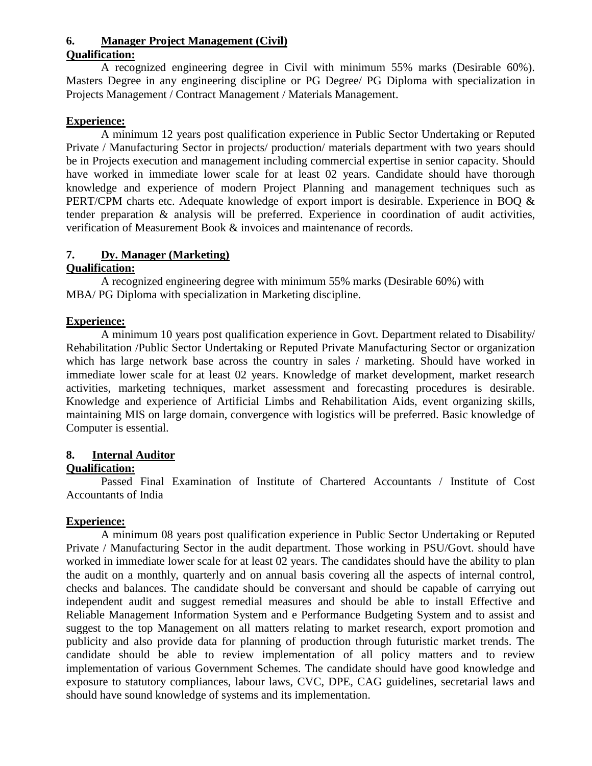### 6. Manager Project Management (Civil)

**Qualification:**

A recognized engineering degree in Civil with minimum 55% marks (Desirable 60%). Masters Degree in any engineering discipline or PG Degree/ PG Diploma with specialization in Projects Management / Contract Management / Materials Management.

**Experience:**

A minimum 12 years post qualification experience in Public Sector Undertaking or Reputed Private / Manufacturing Sector in projects/ production/ materials department with two years should be in Projects execution and management including commercial expertise in senior capacity. Should have worked in immediate lower scale for at least 02 years. Candidate should have thorough knowledge and experience of modern Project Planning and management techniques such as PERT/CPM charts etc. Adequate knowledge of export import is desirable. Experience in BOQ & tender preparation & analysis will be preferred. Experience in coordination of audit activities, verification of Measurement Book & invoices and maintenance of records.

### 7. Dy. Manager (Marketing)

**Qualification:**

A recognized engineering degree with minimum 55% marks (Desirable 60%) with MBA/ PG Diploma with specialization in Marketing discipline.

**Experience:**

A minimum 10 years post qualification experience in Govt. Department related to Disability/ Rehabilitation /Public Sector Undertaking or Reputed Private Manufacturing Sector or organization which has large network base across the country in sales / marketing. Should have worked in immediate lower scale for at least 02 years. Knowledge of market development, market research activities, marketing techniques, market assessment and forecasting procedures is desirable. Knowledge and experience of Artificial Limbs and Rehabilitation Aids, event organizing skills, maintaining MIS on large domain, convergence with logistics will be preferred. Basic knowledge of Computer is essential.

### 8. Internal Auditor

**Qualification:**

Passed Final Examination of Institute of Chartered Accountants / Institute of Cost Accountants of India

**Experience:**

A minimum 08 years post qualification experience in Public Sector Undertaking or Reputed Private / Manufacturing Sector in the audit department. Those working in PSU/Govt. should have worked in immediate lower scale for at least 02 years. The candidates should have the ability to plan the audit on a monthly, quarterly and on annual basis covering all the aspects of internal control, checks and balances. The candidate should be conversant and should be capable of carrying out independent audit and suggest remedial measures and should be able to install Effective and Reliable Management Information System and e Performance Budgeting System and to assist and suggest to the top Management on all matters relating to market research, export promotion and publicity and also provide data for planning of production through futuristic market trends. The candidate should be able to review implementation of all policy matters and to review implementation of various Government Schemes. The candidate should have good knowledge and exposure to statutory compliances, labour laws, CVC, DPE, CAG guidelines, secretarial laws and should have sound knowledge of systems and its implementation.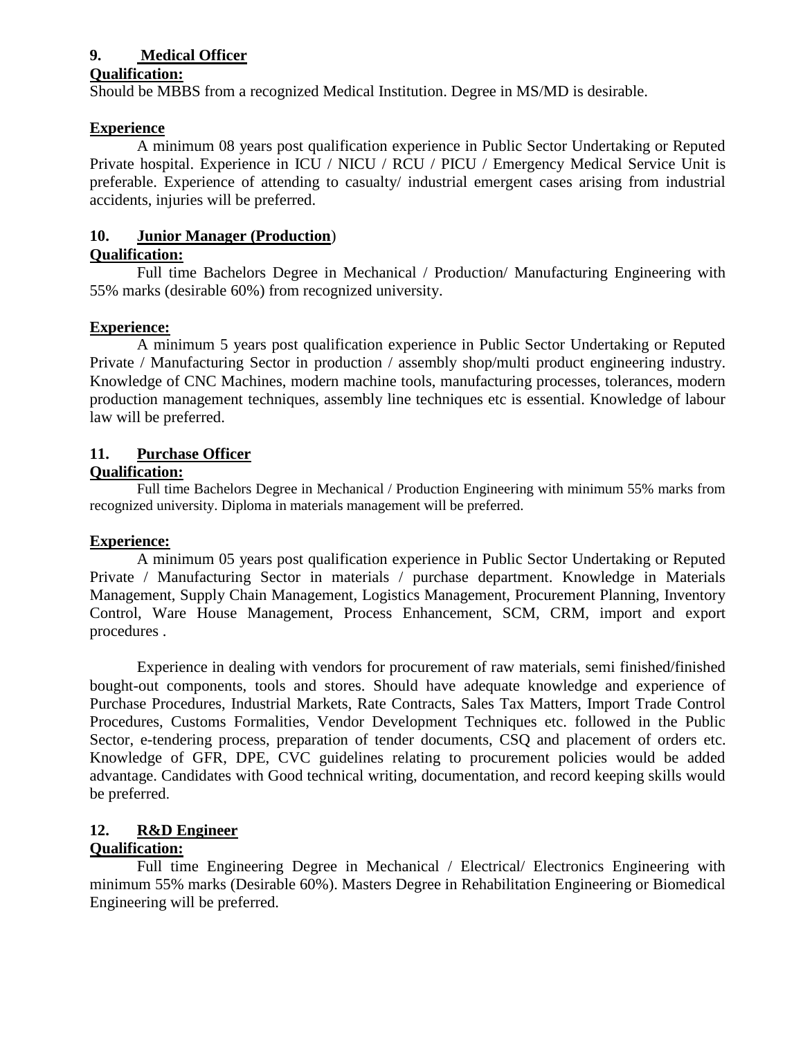**9. Medical Officer**

**Qualification:**

Should be MBBS from a recognized Medical Institution. Degree in MS/MD is desirable.

**Experience**

A minimum 08 years post qualification experience in Public Sector Undertaking or Reputed Private hospital. Experience in ICU / NICU / RCU / PICU / Emergency Medical Service Unit is preferable. Experience of attending to casualty/ industrial emergent cases arising from industrial accidents, injuries will be preferred.

**10. Junior Manager (Production)**

**Qualification:**

Full time Bachelors Degree in Mechanical / Production/ Manufacturing Engineering with 55% marks (desirable 60%) from recognized university.

**Experience:**

A minimum 5 years post qualification experience in Public Sector Undertaking or Reputed Private / Manufacturing Sector in production / assembly shop/multi product engineering industry. Knowledge of CNC Machines, modern machine tools, manufacturing processes, tolerances, modern production management techniques, assembly line techniques etc is essential. Knowledge of labour law will be preferred.

**11. Purchase Officer**

**Qualification:**

Full time Bachelors Degree in Mechanical / Production Engineering with minimum 55% marks from recognized university. Diploma in materials management will be preferred.

**Experience:**

A minimum 05 years post qualification experience in Public Sector Undertaking or Reputed Private / Manufacturing Sector in materials / purchase department. Knowledge in Materials Management, Supply Chain Management, Logistics Management, Procurement Planning, Inventory Control, Ware House Management, Process Enhancement, SCM, CRM, import and export procedures .

Experience in dealing with vendors for procurement of raw materials, semi finished/finished bought-out components, tools and stores. Should have adequate knowledge and experience of Purchase Procedures, Industrial Markets, Rate Contracts, Sales Tax Matters, Import Trade Control Procedures, Customs Formalities, Vendor Development Techniques etc. followed in the Public Sector, e-tendering process, preparation of tender documents, CSQ and placement of orders etc. Knowledge of GFR, DPE, CVC guidelines relating to procurement policies would be added advantage. Candidates with Good technical writing, documentation, and record keeping skills would be preferred.

**12. R&D Engineer**

**Qualification:**

Full time Engineering Degree in Mechanical / Electrical/ Electronics Engineering with minimum 55% marks (Desirable 60%). Masters Degree in Rehabilitation Engineering or Biomedical Engineering will be preferred.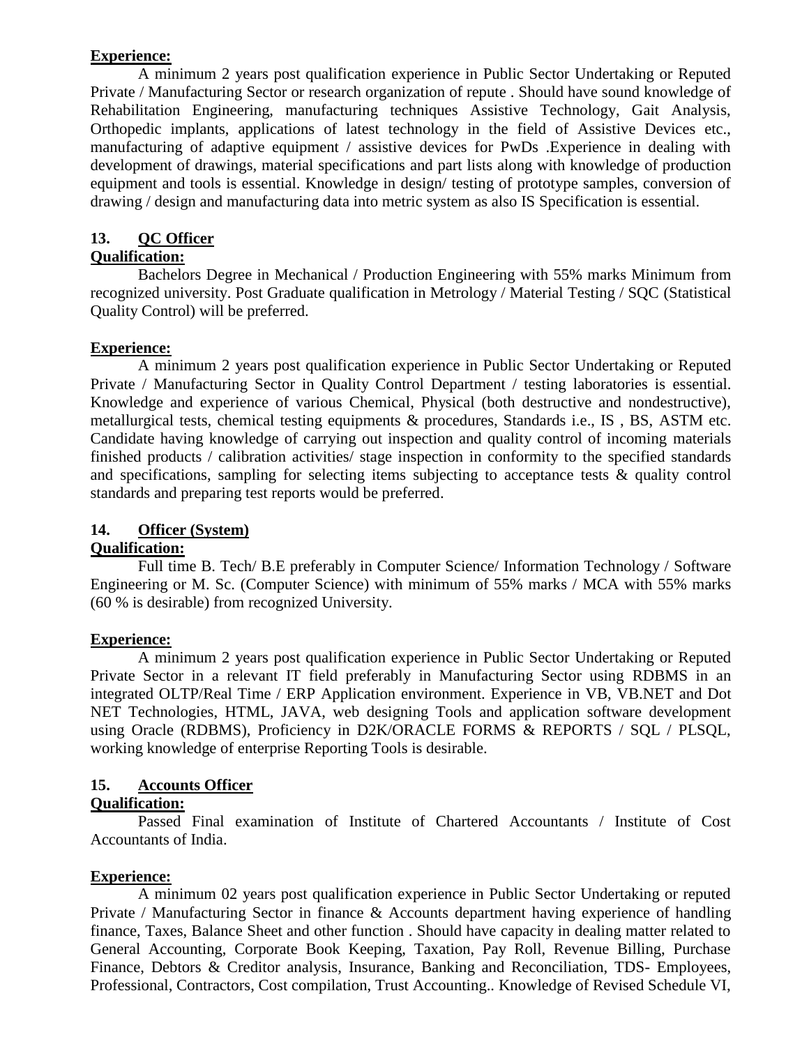**Experience:**

A minimum 2 years post qualification experience in Public Sector Undertaking or Reputed Private / Manufacturing Sector or research organization of repute . Should have sound knowledge of Rehabilitation Engineering, manufacturing techniques Assistive Technology, Gait Analysis, Orthopedic implants, applications of latest technology in the field of Assistive Devices etc., manufacturing of adaptive equipment / assistive devices for PwDs .Experience in dealing with development of drawings, material specifications and part lists along with knowledge of production equipment and tools is essential. Knowledge in design/ testing of prototype samples, conversion of drawing / design and manufacturing data into metric system as also IS Specification is essential.

**13. QC Officer**

**Qualification:**

Bachelors Degree in Mechanical / Production Engineering with 55% marks Minimum from recognized university. Post Graduate qualification in Metrology / Material Testing / SQC (Statistical Quality Control) will be preferred.

**Experience:**

A minimum 2 years post qualification experience in Public Sector Undertaking or Reputed Private / Manufacturing Sector in Quality Control Department / testing laboratories is essential. Knowledge and experience of various Chemical, Physical (both destructive and nondestructive), metallurgical tests, chemical testing equipments & procedures, Standards i.e., IS , BS, ASTM etc. Candidate having knowledge of carrying out inspection and quality control of incoming materials finished products / calibration activities/ stage inspection in conformity to the specified standards and specifications, sampling for selecting items subjecting to acceptance tests & quality control standards and preparing test reports would be preferred.

**14. Officer (System)**

**Qualification:**

Full time B. Tech/ B.E preferably in Computer Science/ Information Technology / Software Engineering or M. Sc. (Computer Science) with minimum of 55% marks / MCA with 55% marks (60 % is desirable) from recognized University.

**Experience:**

A minimum 2 years post qualification experience in Public Sector Undertaking or Reputed Private Sector in a relevant IT field preferably in Manufacturing Sector using RDBMS in an integrated OLTP/Real Time / ERP Application environment. Experience in VB, VB.NET and Dot NET Technologies, HTML, JAVA, web designing Tools and application software development using Oracle (RDBMS), Proficiency in D2K/ORACLE FORMS & REPORTS / SQL / PLSQL, working knowledge of enterprise Reporting Tools is desirable.

**15. Accounts Officer**

**Qualification:**

Passed Final examination of Institute of Chartered Accountants / Institute of Cost Accountants of India.

**Experience:**

A minimum 02 years post qualification experience in Public Sector Undertaking or reputed Private / Manufacturing Sector in finance & Accounts department having experience of handling finance, Taxes, Balance Sheet and other function . Should have capacity in dealing matter related to General Accounting, Corporate Book Keeping, Taxation, Pay Roll, Revenue Billing, Purchase Finance, Debtors & Creditor analysis, Insurance, Banking and Reconciliation, TDS- Employees, Professional, Contractors, Cost compilation, Trust Accounting.. Knowledge of Revised Schedule VI,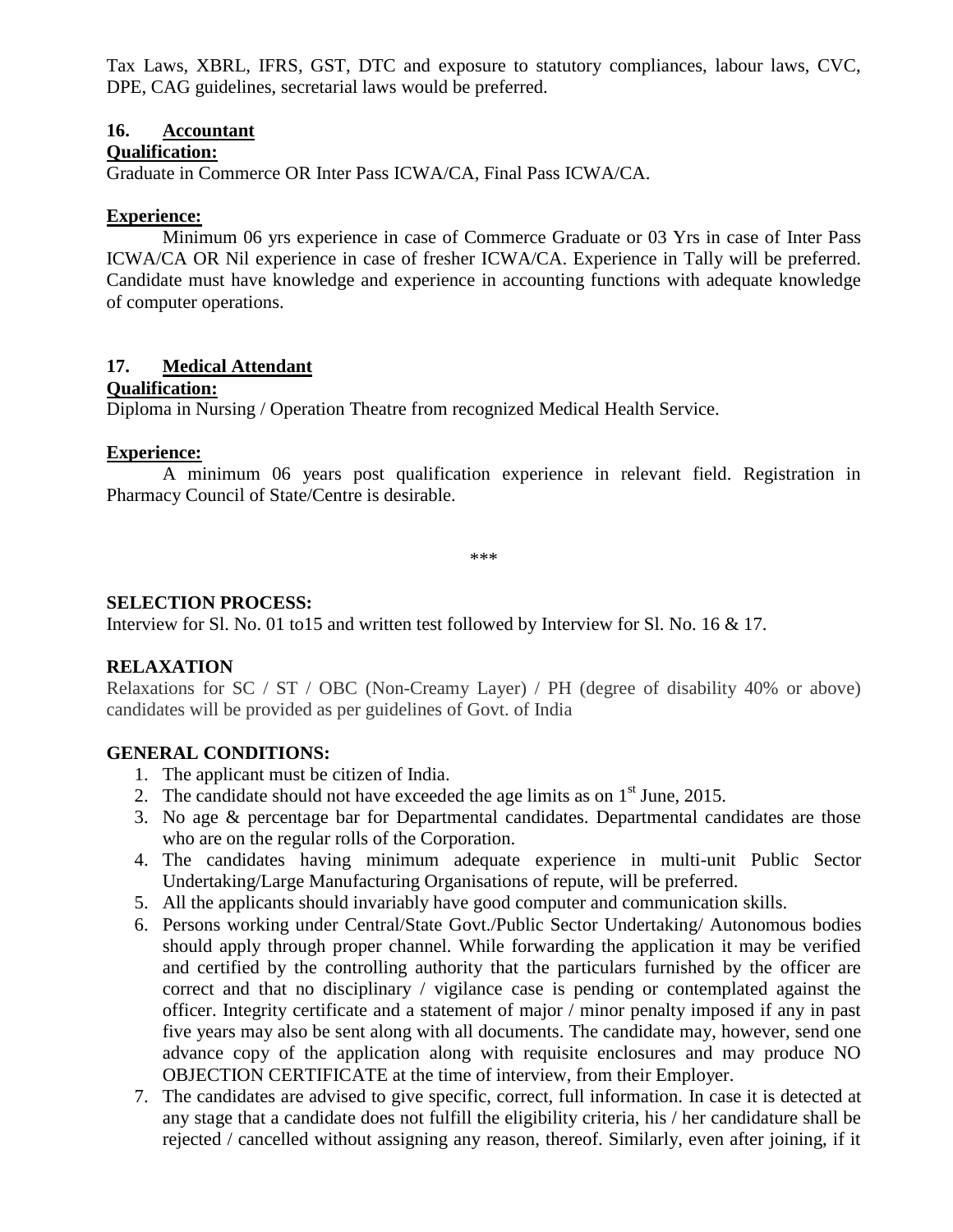Tax Laws, XBRL, IFRS, GST, DTC and exposure to statutory compliances, labour laws, CVC, DPE, CAG guidelines, secretarial laws would be preferred.

### 16. Accountant

**Qualification:**

Graduate in Commerce OR Inter Pass ICWA/CA, Final Pass ICWA/CA.

**Experience:**

Minimum 06 yrs experience in case of Commerce Graduate or 03 Yrs in case of Inter Pass ICWA/CA OR Nil experience in case of fresher ICWA/CA. Experience in Tally will be preferred. Candidate must have knowledge and experience in accounting functions with adequate knowledge of computer operations.

### 17. Medical Attendant

**Qualification:**

Diploma in Nursing / Operation Theatre from recognized Medical Health Service.

**Experience:**

A minimum 06 years post qualification experience in relevant field. Registration in Pharmacy Council of State/Centre is desirable.

\*\*\*

**SELECTION PROCESS:**

Interview for Sl. No. 01 to15 and written test followed by Interview for Sl. No. 16 & 17.

**RELAXATION**

Relaxations for SC / ST / OBC (Non-Creamy Layer) / PH (degree of disability 40% or above) candidates will be provided as per guidelines of Govt. of India

**GENERAL CONDITIONS:**

1. The applicant must be citizen of India.
2. The candidate should not have exceeded the age limits as on 1st June, 2015.
3. No age & percentage bar for Departmental candidates. Departmental candidates are those who are on the regular rolls of the Corporation.
4. The candidates having minimum adequate experience in multi-unit Public Sector Undertaking/Large Manufacturing Organisations of repute, will be preferred.
5. All the applicants should invariably have good computer and communication skills.
6. Persons working under Central/State Govt./Public Sector Undertaking/ Autonomous bodies should apply through proper channel. While forwarding the application it may be verified and certified by the controlling authority that the particulars furnished by the officer are correct and that no disciplinary / vigilance case is pending or contemplated against the officer. Integrity certificate and a statement of major / minor penalty imposed if any in past five years may also be sent along with all documents. The candidate may, however, send one advance copy of the application along with requisite enclosures and may produce NO OBJECTION CERTIFICATE at the time of interview, from their Employer.
7. The candidates are advised to give specific, correct, full information. In case it is detected at any stage that a candidate does not fulfill the eligibility criteria, his / her candidature shall be rejected / cancelled without assigning any reason, thereof. Similarly, even after joining, if it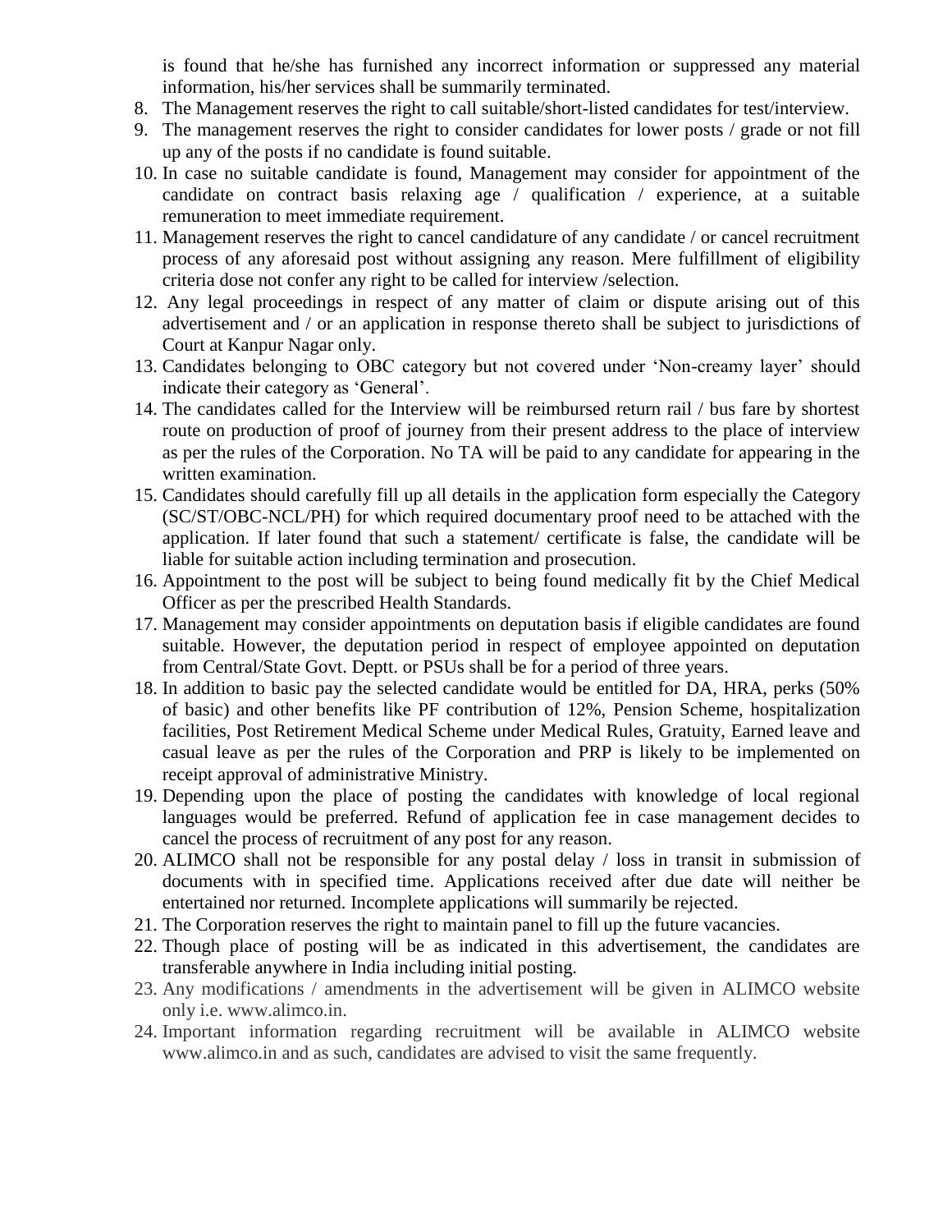is found that he/she has furnished any incorrect information or suppressed any material information, his/her services shall be summarily terminated.

8. The Management reserves the right to call suitable/short-listed candidates for test/interview.
9. The management reserves the right to consider candidates for lower posts / grade or not fill up any of the posts if no candidate is found suitable.
10. In case no suitable candidate is found, Management may consider for appointment of the candidate on contract basis relaxing age / qualification / experience, at a suitable remuneration to meet immediate requirement.
11. Management reserves the right to cancel candidature of any candidate / or cancel recruitment process of any aforesaid post without assigning any reason. Mere fulfillment of eligibility criteria dose not confer any right to be called for interview /selection.
12. Any legal proceedings in respect of any matter of claim or dispute arising out of this advertisement and / or an application in response thereto shall be subject to jurisdictions of Court at Kanpur Nagar only.
13. Candidates belonging to OBC category but not covered under 'Non-creamy layer' should indicate their category as 'General'.
14. The candidates called for the Interview will be reimbursed return rail / bus fare by shortest route on production of proof of journey from their present address to the place of interview as per the rules of the Corporation. No TA will be paid to any candidate for appearing in the written examination.
15. Candidates should carefully fill up all details in the application form especially the Category (SC/ST/OBC-NCL/PH) for which required documentary proof need to be attached with the application. If later found that such a statement/ certificate is false, the candidate will be liable for suitable action including termination and prosecution.
16. Appointment to the post will be subject to being found medically fit by the Chief Medical Officer as per the prescribed Health Standards.
17. Management may consider appointments on deputation basis if eligible candidates are found suitable. However, the deputation period in respect of employee appointed on deputation from Central/State Govt. Deptt. or PSUs shall be for a period of three years.
18. In addition to basic pay the selected candidate would be entitled for DA, HRA, perks (50% of basic) and other benefits like PF contribution of 12%, Pension Scheme, hospitalization facilities, Post Retirement Medical Scheme under Medical Rules, Gratuity, Earned leave and casual leave as per the rules of the Corporation and PRP is likely to be implemented on receipt approval of administrative Ministry.
19. Depending upon the place of posting the candidates with knowledge of local regional languages would be preferred. Refund of application fee in case management decides to cancel the process of recruitment of any post for any reason.
20. ALIMCO shall not be responsible for any postal delay / loss in transit in submission of documents with in specified time. Applications received after due date will neither be entertained nor returned. Incomplete applications will summarily be rejected.
21. The Corporation reserves the right to maintain panel to fill up the future vacancies.
22. Though place of posting will be as indicated in this advertisement, the candidates are transferable anywhere in India including initial posting.
23. Any modifications / amendments in the advertisement will be given in ALIMCO website only i.e. www.alimco.in.
24. Important information regarding recruitment will be available in ALIMCO website www.alimco.in and as such, candidates are advised to visit the same frequently.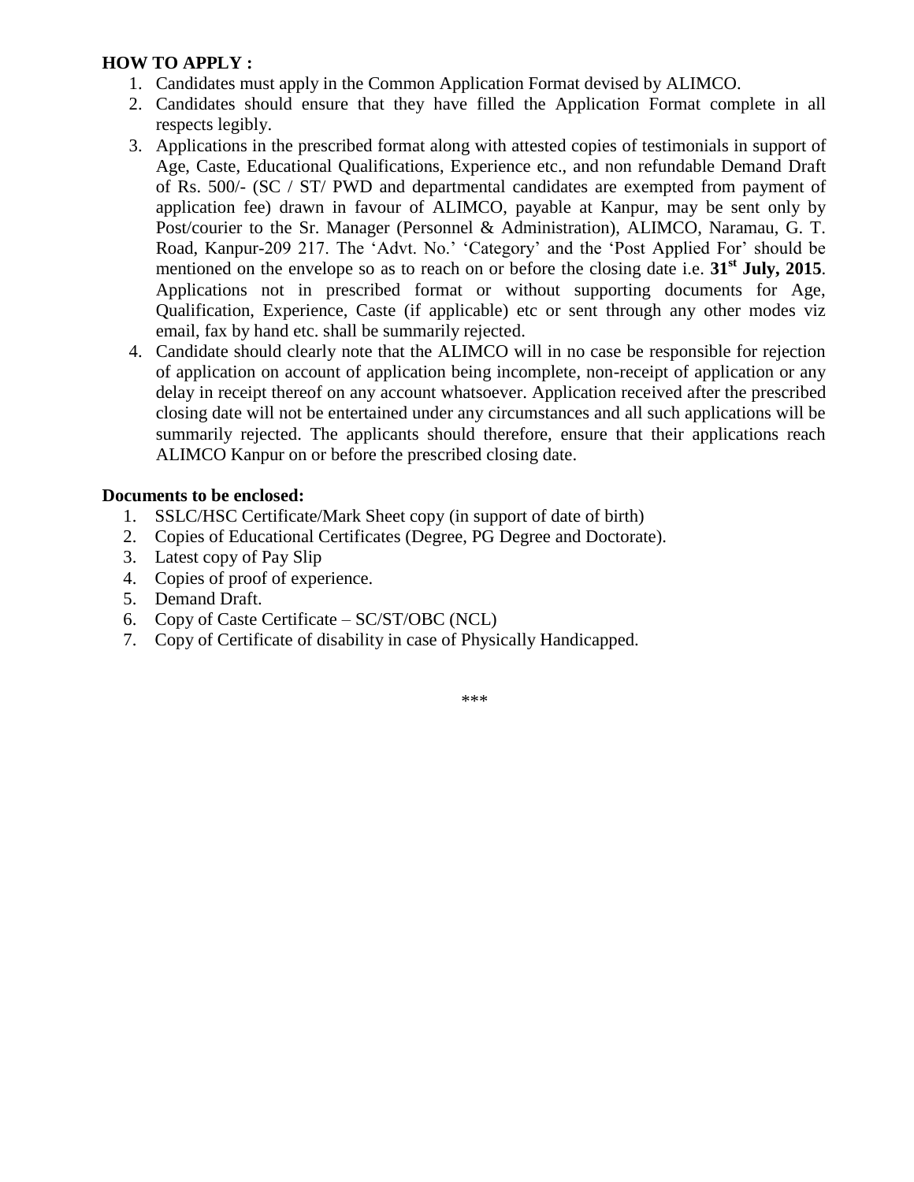**HOW TO APPLY :**

1. Candidates must apply in the Common Application Format devised by ALIMCO.
2. Candidates should ensure that they have filled the Application Format complete in all respects legibly.
3. Applications in the prescribed format along with attested copies of testimonials in support of Age, Caste, Educational Qualifications, Experience etc., and non refundable Demand Draft of Rs. 500/- (SC / ST/ PWD and departmental candidates are exempted from payment of application fee) drawn in favour of ALIMCO, payable at Kanpur, may be sent only by Post/courier to the Sr. Manager (Personnel & Administration), ALIMCO, Naramau, G. T. Road, Kanpur-209 217. The 'Advt. No.' 'Category' and the 'Post Applied For' should be mentioned on the envelope so as to reach on or before the closing date i.e. **31st July, 2015**. Applications not in prescribed format or without supporting documents for Age, Qualification, Experience, Caste (if applicable) etc or sent through any other modes viz email, fax by hand etc. shall be summarily rejected.
4. Candidate should clearly note that the ALIMCO will in no case be responsible for rejection of application on account of application being incomplete, non-receipt of application or any delay in receipt thereof on any account whatsoever. Application received after the prescribed closing date will not be entertained under any circumstances and all such applications will be summarily rejected. The applicants should therefore, ensure that their applications reach ALIMCO Kanpur on or before the prescribed closing date.

**Documents to be enclosed:**

1. SSLC/HSC Certificate/Mark Sheet copy (in support of date of birth)
2. Copies of Educational Certificates (Degree, PG Degree and Doctorate).
3. Latest copy of Pay Slip
4. Copies of proof of experience.
5. Demand Draft.
6. Copy of Caste Certificate – SC/ST/OBC (NCL)
7. Copy of Certificate of disability in case of Physically Handicapped.

***